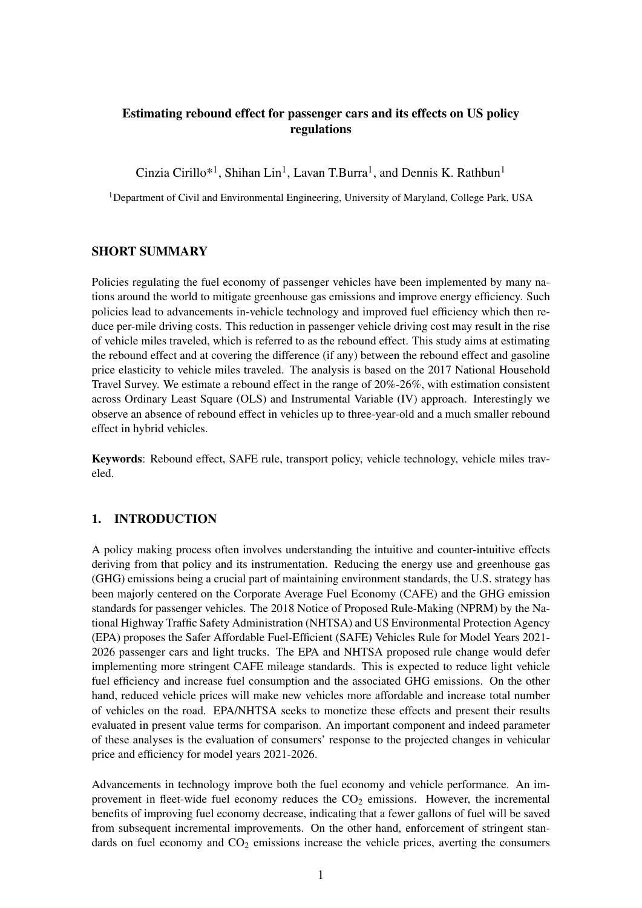# Estimating rebound effect for passenger cars and its effects on US policy regulations

Cinzia Cirillo*[1], Shihan Lin[1], Lavan T.Burra[1], and Dennis K. Rathbun[1]

[1]Department of Civil and Environmental Engineering, University of Maryland, College Park, USA

## SHORT SUMMARY

Policies regulating the fuel economy of passenger vehicles have been implemented by many nations around the world to mitigate greenhouse gas emissions and improve energy efficiency. Such policies lead to advancements in-vehicle technology and improved fuel efficiency which then reduce per-mile driving costs. This reduction in passenger vehicle driving cost may result in the rise of vehicle miles traveled, which is referred to as the rebound effect. This study aims at estimating the rebound effect and at covering the difference (if any) between the rebound effect and gasoline price elasticity to vehicle miles traveled. The analysis is based on the 2017 National Household Travel Survey. We estimate a rebound effect in the range of 20%-26%, with estimation consistent across Ordinary Least Square (OLS) and Instrumental Variable (IV) approach. Interestingly we observe an absence of rebound effect in vehicles up to three-year-old and a much smaller rebound effect in hybrid vehicles.

**Keywords**: Rebound effect, SAFE rule, transport policy, vehicle technology, vehicle miles traveled.

## 1. INTRODUCTION

A policy making process often involves understanding the intuitive and counter-intuitive effects deriving from that policy and its instrumentation. Reducing the energy use and greenhouse gas (GHG) emissions being a crucial part of maintaining environment standards, the U.S. strategy has been majorly centered on the Corporate Average Fuel Economy (CAFE) and the GHG emission standards for passenger vehicles. The 2018 Notice of Proposed Rule-Making (NPRM) by the National Highway Traffic Safety Administration (NHTSA) and US Environmental Protection Agency (EPA) proposes the Safer Affordable Fuel-Efficient (SAFE) Vehicles Rule for Model Years 2021-2026 passenger cars and light trucks. The EPA and NHTSA proposed rule change would defer implementing more stringent CAFE mileage standards. This is expected to reduce light vehicle fuel efficiency and increase fuel consumption and the associated GHG emissions. On the other hand, reduced vehicle prices will make new vehicles more affordable and increase total number of vehicles on the road. EPA/NHTSA seeks to monetize these effects and present their results evaluated in present value terms for comparison. An important component and indeed parameter of these analyses is the evaluation of consumers' response to the projected changes in vehicular price and efficiency for model years 2021-2026.

Advancements in technology improve both the fuel economy and vehicle performance. An improvement in fleet-wide fuel economy reduces the $CO_2$ emissions. However, the incremental benefits of improving fuel economy decrease, indicating that a fewer gallons of fuel will be saved from subsequent incremental improvements. On the other hand, enforcement of stringent standards on fuel economy and $CO_2$ emissions increase the vehicle prices, averting the consumers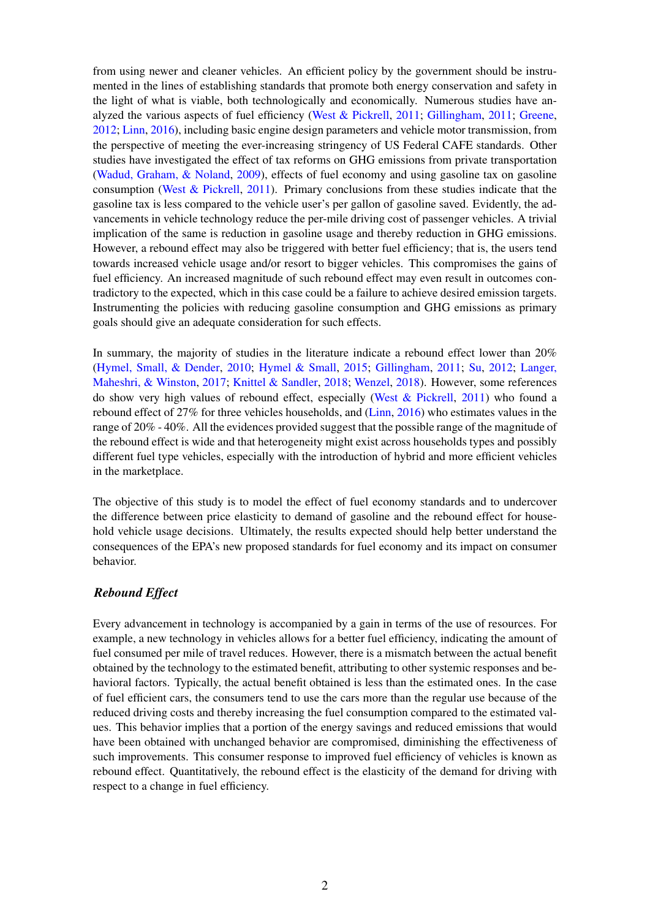from using newer and cleaner vehicles. An efficient policy by the government should be instrumented in the lines of establishing standards that promote both energy conservation and safety in the light of what is viable, both technologically and economically. Numerous studies have analyzed the various aspects of fuel efficiency (West & Pickrell, 2011; Gillingham, 2011; Greene, 2012; Linn, 2016), including basic engine design parameters and vehicle motor transmission, from the perspective of meeting the ever-increasing stringency of US Federal CAFE standards. Other studies have investigated the effect of tax reforms on GHG emissions from private transportation (Wadud, Graham, & Noland, 2009), effects of fuel economy and using gasoline tax on gasoline consumption (West & Pickrell, 2011). Primary conclusions from these studies indicate that the gasoline tax is less compared to the vehicle user's per gallon of gasoline saved. Evidently, the advancements in vehicle technology reduce the per-mile driving cost of passenger vehicles. A trivial implication of the same is reduction in gasoline usage and thereby reduction in GHG emissions. However, a rebound effect may also be triggered with better fuel efficiency; that is, the users tend towards increased vehicle usage and/or resort to bigger vehicles. This compromises the gains of fuel efficiency. An increased magnitude of such rebound effect may even result in outcomes contradictory to the expected, which in this case could be a failure to achieve desired emission targets. Instrumenting the policies with reducing gasoline consumption and GHG emissions as primary goals should give an adequate consideration for such effects.

In summary, the majority of studies in the literature indicate a rebound effect lower than 20% (Hymel, Small, & Dender, 2010; Hymel & Small, 2015; Gillingham, 2011; Su, 2012; Langer, Maheshri, & Winston, 2017; Knittel & Sandler, 2018; Wenzel, 2018). However, some references do show very high values of rebound effect, especially (West & Pickrell, 2011) who found a rebound effect of 27% for three vehicles households, and (Linn, 2016) who estimates values in the range of 20% - 40%. All the evidences provided suggest that the possible range of the magnitude of the rebound effect is wide and that heterogeneity might exist across households types and possibly different fuel type vehicles, especially with the introduction of hybrid and more efficient vehicles in the marketplace.

The objective of this study is to model the effect of fuel economy standards and to undercover the difference between price elasticity to demand of gasoline and the rebound effect for household vehicle usage decisions. Ultimately, the results expected should help better understand the consequences of the EPA's new proposed standards for fuel economy and its impact on consumer behavior.

### *Rebound Effect*

Every advancement in technology is accompanied by a gain in terms of the use of resources. For example, a new technology in vehicles allows for a better fuel efficiency, indicating the amount of fuel consumed per mile of travel reduces. However, there is a mismatch between the actual benefit obtained by the technology to the estimated benefit, attributing to other systemic responses and behavioral factors. Typically, the actual benefit obtained is less than the estimated ones. In the case of fuel efficient cars, the consumers tend to use the cars more than the regular use because of the reduced driving costs and thereby increasing the fuel consumption compared to the estimated values. This behavior implies that a portion of the energy savings and reduced emissions that would have been obtained with unchanged behavior are compromised, diminishing the effectiveness of such improvements. This consumer response to improved fuel efficiency of vehicles is known as rebound effect. Quantitatively, the rebound effect is the elasticity of the demand for driving with respect to a change in fuel efficiency.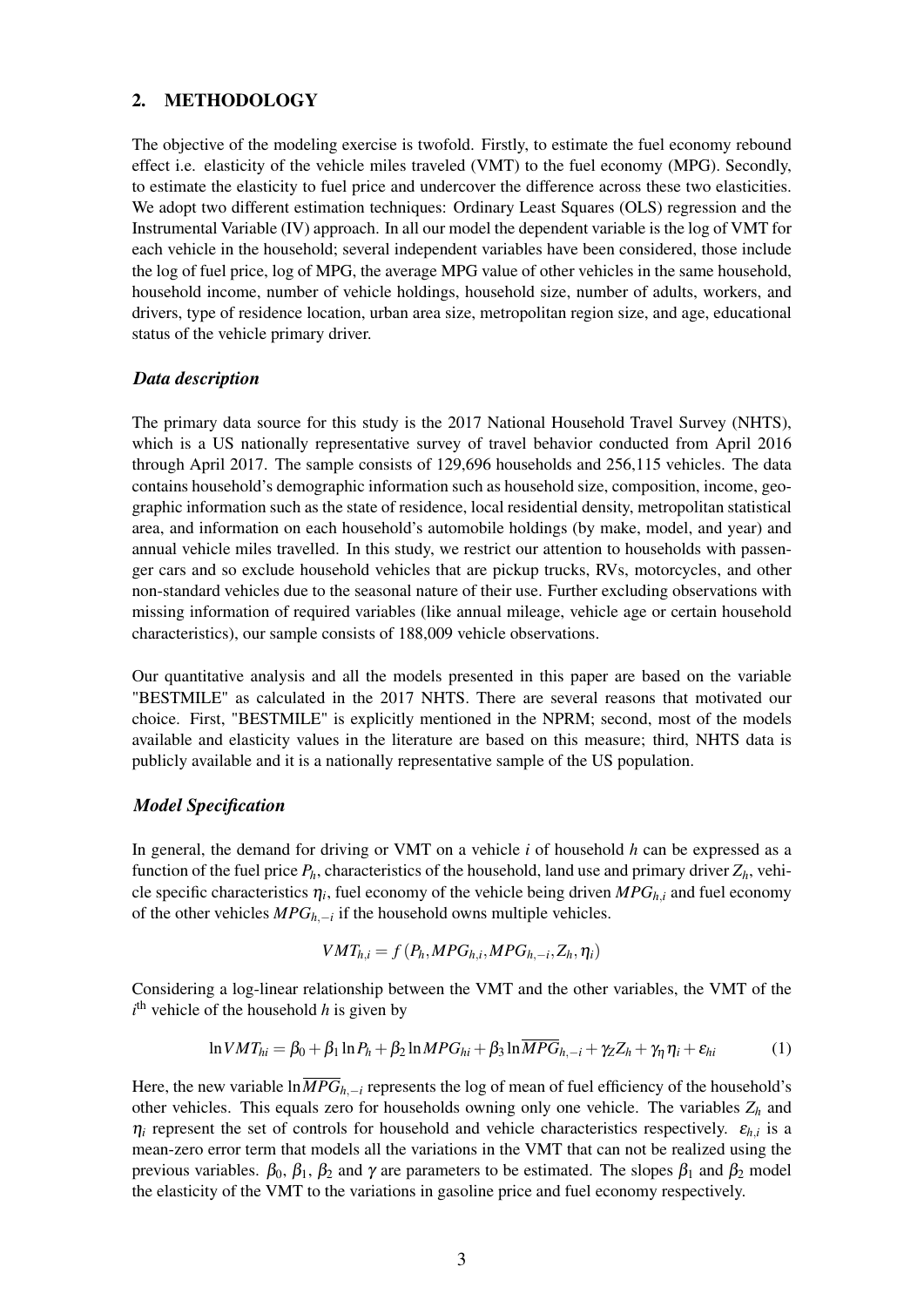## 2. METHODOLOGY

The objective of the modeling exercise is twofold. Firstly, to estimate the fuel economy rebound effect i.e. elasticity of the vehicle miles traveled (VMT) to the fuel economy (MPG). Secondly, to estimate the elasticity to fuel price and undercover the difference across these two elasticities. We adopt two different estimation techniques: Ordinary Least Squares (OLS) regression and the Instrumental Variable (IV) approach. In all our model the dependent variable is the log of VMT for each vehicle in the household; several independent variables have been considered, those include the log of fuel price, log of MPG, the average MPG value of other vehicles in the same household, household income, number of vehicle holdings, household size, number of adults, workers, and drivers, type of residence location, urban area size, metropolitan region size, and age, educational status of the vehicle primary driver.

### *Data description*

The primary data source for this study is the 2017 National Household Travel Survey (NHTS), which is a US nationally representative survey of travel behavior conducted from April 2016 through April 2017. The sample consists of 129,696 households and 256,115 vehicles. The data contains household's demographic information such as household size, composition, income, geographic information such as the state of residence, local residential density, metropolitan statistical area, and information on each household's automobile holdings (by make, model, and year) and annual vehicle miles travelled. In this study, we restrict our attention to households with passenger cars and so exclude household vehicles that are pickup trucks, RVs, motorcycles, and other non-standard vehicles due to the seasonal nature of their use. Further excluding observations with missing information of required variables (like annual mileage, vehicle age or certain household characteristics), our sample consists of 188,009 vehicle observations.

Our quantitative analysis and all the models presented in this paper are based on the variable "BESTMILE" as calculated in the 2017 NHTS. There are several reasons that motivated our choice. First, "BESTMILE" is explicitly mentioned in the NPRM; second, most of the models available and elasticity values in the literature are based on this measure; third, NHTS data is publicly available and it is a nationally representative sample of the US population.

### *Model Specification*

In general, the demand for driving or VMT on a vehicle $i$ of household $h$ can be expressed as a function of the fuel price $P_h$, characteristics of the household, land use and primary driver $Z_h$, vehicle specific characteristics $\eta_i$, fuel economy of the vehicle being driven $MPG_{h,i}$ and fuel economy of the other vehicles $MPG_{h,-i}$ if the household owns multiple vehicles.

$$VMT_{h,i} = f\left(P_h, MPG_{h,i}, MPG_{h,-i}, Z_h, \eta_i\right)$$

Considering a log-linear relationship between the VMT and the other variables, the VMT of the $i^{\text{th}}$ vehicle of the household $h$ is given by

$$\ln VMT_{hi} = \beta_0 + \beta_1 \ln P_h + \beta_2 \ln MPG_{hi} + \beta_3 \ln \overline{MPG}_{h,-i} + \gamma_Z Z_h + \gamma_\eta \eta_i + \varepsilon_{hi} \tag{1}$$

Here, the new variable $\ln \overline{MPG}_{h,-i}$ represents the log of mean of fuel efficiency of the household's other vehicles. This equals zero for households owning only one vehicle. The variables $Z_h$ and $\eta_i$ represent the set of controls for household and vehicle characteristics respectively. $\varepsilon_{h,i}$ is a mean-zero error term that models all the variations in the VMT that can not be realized using the previous variables. $\beta_0$, $\beta_1$, $\beta_2$ and $\gamma$ are parameters to be estimated. The slopes $\beta_1$ and $\beta_2$ model the elasticity of the VMT to the variations in gasoline price and fuel economy respectively.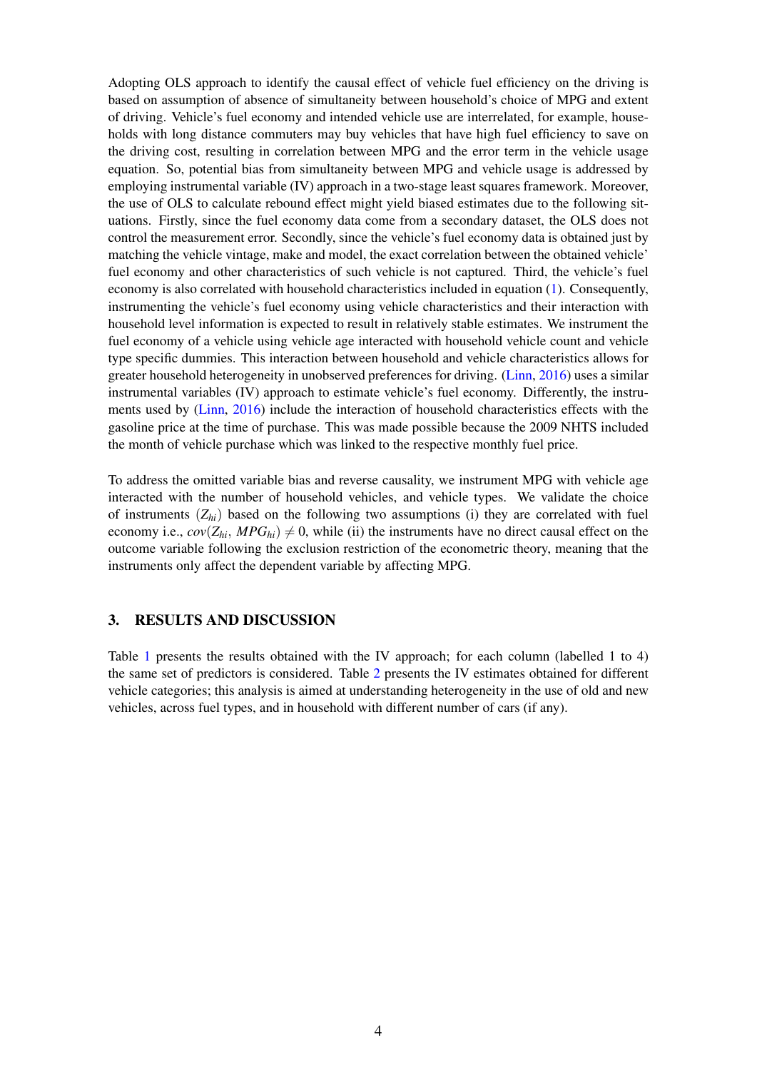Adopting OLS approach to identify the causal effect of vehicle fuel efficiency on the driving is based on assumption of absence of simultaneity between household's choice of MPG and extent of driving. Vehicle's fuel economy and intended vehicle use are interrelated, for example, households with long distance commuters may buy vehicles that have high fuel efficiency to save on the driving cost, resulting in correlation between MPG and the error term in the vehicle usage equation. So, potential bias from simultaneity between MPG and vehicle usage is addressed by employing instrumental variable (IV) approach in a two-stage least squares framework. Moreover, the use of OLS to calculate rebound effect might yield biased estimates due to the following situations. Firstly, since the fuel economy data come from a secondary dataset, the OLS does not control the measurement error. Secondly, since the vehicle's fuel economy data is obtained just by matching the vehicle vintage, make and model, the exact correlation between the obtained vehicle' fuel economy and other characteristics of such vehicle is not captured. Third, the vehicle's fuel economy is also correlated with household characteristics included in equation (1). Consequently, instrumenting the vehicle's fuel economy using vehicle characteristics and their interaction with household level information is expected to result in relatively stable estimates. We instrument the fuel economy of a vehicle using vehicle age interacted with household vehicle count and vehicle type specific dummies. This interaction between household and vehicle characteristics allows for greater household heterogeneity in unobserved preferences for driving. (Linn, 2016) uses a similar instrumental variables (IV) approach to estimate vehicle's fuel economy. Differently, the instruments used by (Linn, 2016) include the interaction of household characteristics effects with the gasoline price at the time of purchase. This was made possible because the 2009 NHTS included the month of vehicle purchase which was linked to the respective monthly fuel price.

To address the omitted variable bias and reverse causality, we instrument MPG with vehicle age interacted with the number of household vehicles, and vehicle types. We validate the choice of instruments $(Z_{hi})$ based on the following two assumptions (i) they are correlated with fuel economy i.e., $cov(Z_{hi}, MPG_{hi}) \neq 0$, while (ii) the instruments have no direct causal effect on the outcome variable following the exclusion restriction of the econometric theory, meaning that the instruments only affect the dependent variable by affecting MPG.

## 3. RESULTS AND DISCUSSION

Table 1 presents the results obtained with the IV approach; for each column (labelled 1 to 4) the same set of predictors is considered. Table 2 presents the IV estimates obtained for different vehicle categories; this analysis is aimed at understanding heterogeneity in the use of old and new vehicles, across fuel types, and in household with different number of cars (if any).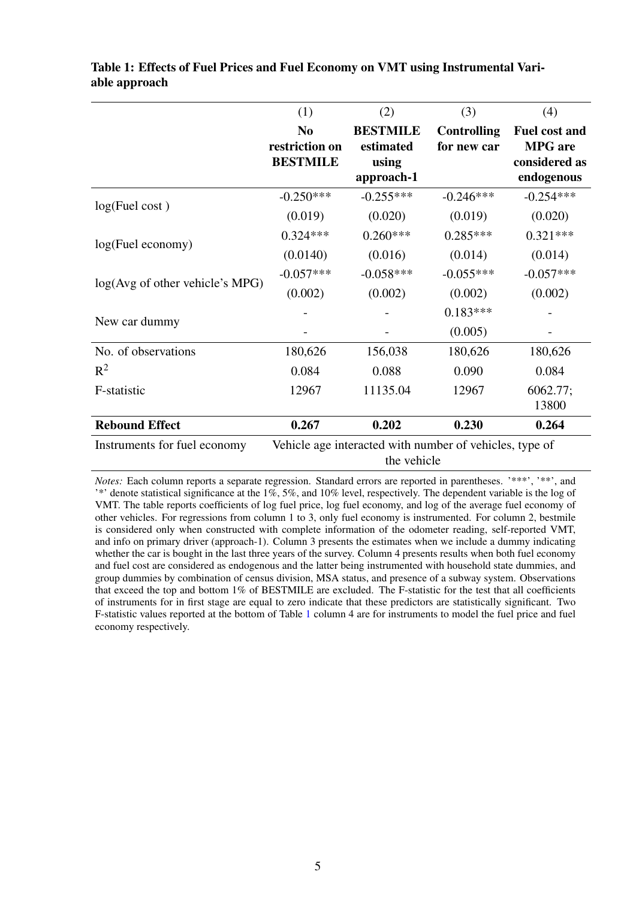**Table 1: Effects of Fuel Prices and Fuel Economy on VMT using Instrumental Variable approach**

| | (1) | (2) | (3) | (4) |
|---|---|---|---|---|
| | **No restriction on BESTMILE** | **BESTMILE estimated using approach-1** | **Controlling for new car** | **Fuel cost and MPG are considered as endogenous** |
| log(Fuel cost ) | -0.250*** | -0.255*** | -0.246*** | -0.254*** |
| | (0.019) | (0.020) | (0.019) | (0.020) |
| log(Fuel economy) | 0.324*** | 0.260*** | 0.285*** | 0.321*** |
| | (0.0140) | (0.016) | (0.014) | (0.014) |
| log(Avg of other vehicle's MPG) | -0.057*** | -0.058*** | -0.055*** | -0.057*** |
| | (0.002) | (0.002) | (0.002) | (0.002) |
| New car dummy | - | - | 0.183*** | - |
| | - | - | (0.005) | - |
| No. of observations | 180,626 | 156,038 | 180,626 | 180,626 |
| $R^2$ | 0.084 | 0.088 | 0.090 | 0.084 |
| F-statistic | 12967 | 11135.04 | 12967 | 6062.77; 13800 |
| **Rebound Effect** | **0.267** | **0.202** | **0.230** | **0.264** |
| Instruments for fuel economy | Vehicle age interacted with number of vehicles, type of the vehicle | | | |

*Notes:* Each column reports a separate regression. Standard errors are reported in parentheses. '***', '**', and '*' denote statistical significance at the 1%, 5%, and 10% level, respectively. The dependent variable is the log of VMT. The table reports coefficients of log fuel price, log fuel economy, and log of the average fuel economy of other vehicles. For regressions from column 1 to 3, only fuel economy is instrumented. For column 2, bestmile is considered only when constructed with complete information of the odometer reading, self-reported VMT, and info on primary driver (approach-1). Column 3 presents the estimates when we include a dummy indicating whether the car is bought in the last three years of the survey. Column 4 presents results when both fuel economy and fuel cost are considered as endogenous and the latter being instrumented with household state dummies, and group dummies by combination of census division, MSA status, and presence of a subway system. Observations that exceed the top and bottom 1% of BESTMILE are excluded. The F-statistic for the test that all coefficients of instruments for in first stage are equal to zero indicate that these predictors are statistically significant. Two F-statistic values reported at the bottom of Table 1 column 4 are for instruments to model the fuel price and fuel economy respectively.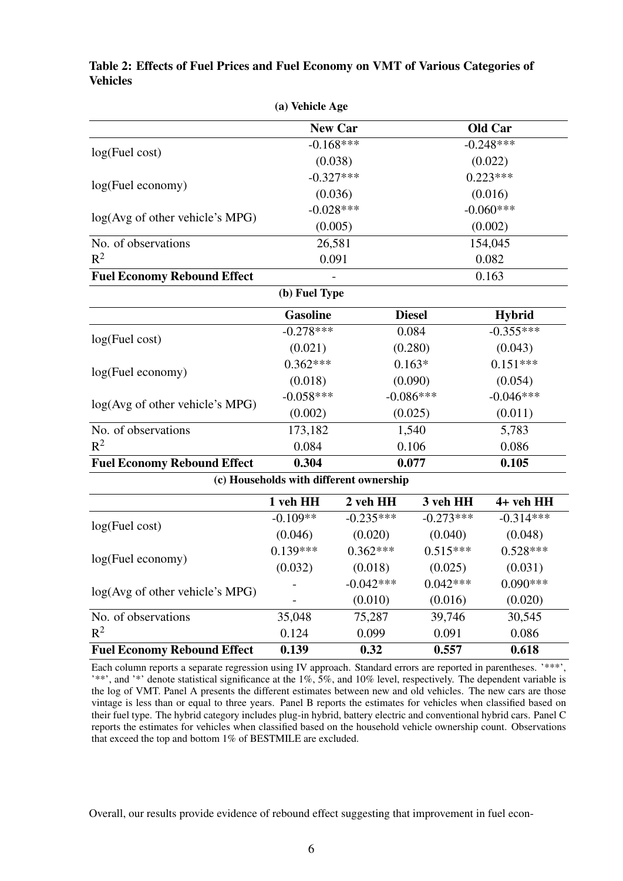**Table 2: Effects of Fuel Prices and Fuel Economy on VMT of Various Categories of Vehicles**

**(a) Vehicle Age**

| | **New Car** | **Old Car** |
|---|---|---|
| log(Fuel cost) | -0.168*** | -0.248*** |
| | (0.038) | (0.022) |
| log(Fuel economy) | -0.327*** | 0.223*** |
| | (0.036) | (0.016) |
| log(Avg of other vehicle's MPG) | -0.028*** | -0.060*** |
| | (0.005) | (0.002) |
| No. of observations | 26,581 | 154,045 |
| $R^2$ | 0.091 | 0.082 |
| **Fuel Economy Rebound Effect** | - | 0.163 |

**(b) Fuel Type**

| | **Gasoline** | **Diesel** | **Hybrid** |
|---|---|---|---|
| log(Fuel cost) | -0.278*** | 0.084 | -0.355*** |
| | (0.021) | (0.280) | (0.043) |
| log(Fuel economy) | 0.362*** | 0.163* | 0.151*** |
| | (0.018) | (0.090) | (0.054) |
| log(Avg of other vehicle's MPG) | -0.058*** | -0.086*** | -0.046*** |
| | (0.002) | (0.025) | (0.011) |
| No. of observations | 173,182 | 1,540 | 5,783 |
| $R^2$ | 0.084 | 0.106 | 0.086 |
| **Fuel Economy Rebound Effect** | **0.304** | **0.077** | **0.105** |

**(c) Households with different ownership**

| | **1 veh HH** | **2 veh HH** | **3 veh HH** | **4+ veh HH** |
|---|---|---|---|---|
| log(Fuel cost) | -0.109** | -0.235*** | -0.273*** | -0.314*** |
| | (0.046) | (0.020) | (0.040) | (0.048) |
| log(Fuel economy) | 0.139*** | 0.362*** | 0.515*** | 0.528*** |
| | (0.032) | (0.018) | (0.025) | (0.031) |
| log(Avg of other vehicle's MPG) | - | -0.042*** | 0.042*** | 0.090*** |
| | - | (0.010) | (0.016) | (0.020) |
| No. of observations | 35,048 | 75,287 | 39,746 | 30,545 |
| $R^2$ | 0.124 | 0.099 | 0.091 | 0.086 |
| **Fuel Economy Rebound Effect** | **0.139** | **0.32** | **0.557** | **0.618** |

Each column reports a separate regression using IV approach. Standard errors are reported in parentheses. '***', '**', and '*' denote statistical significance at the 1%, 5%, and 10% level, respectively. The dependent variable is the log of VMT. Panel A presents the different estimates between new and old vehicles. The new cars are those vintage is less than or equal to three years. Panel B reports the estimates for vehicles when classified based on their fuel type. The hybrid category includes plug-in hybrid, battery electric and conventional hybrid cars. Panel C reports the estimates for vehicles when classified based on the household vehicle ownership count. Observations that exceed the top and bottom 1% of BESTMILE are excluded.

Overall, our results provide evidence of rebound effect suggesting that improvement in fuel econ-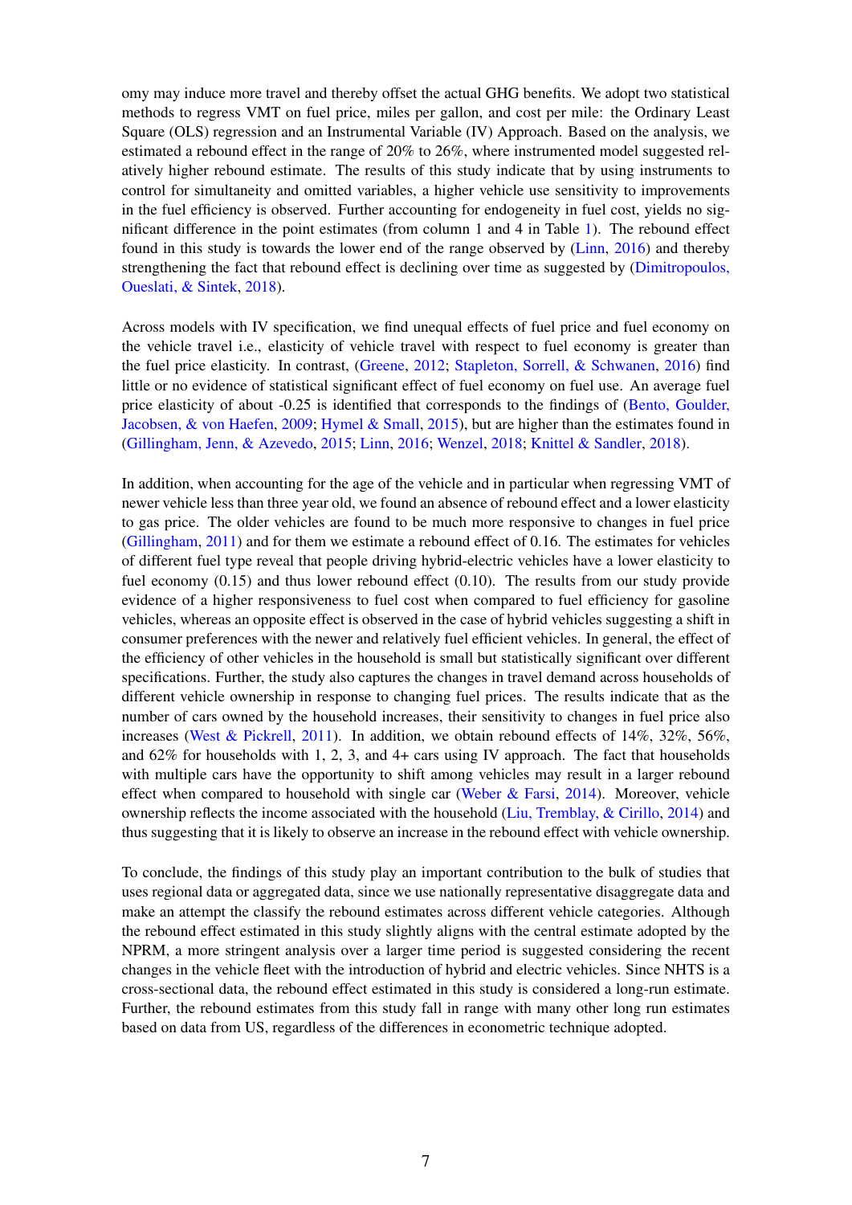omy may induce more travel and thereby offset the actual GHG benefits. We adopt two statistical methods to regress VMT on fuel price, miles per gallon, and cost per mile: the Ordinary Least Square (OLS) regression and an Instrumental Variable (IV) Approach. Based on the analysis, we estimated a rebound effect in the range of 20% to 26%, where instrumented model suggested relatively higher rebound estimate. The results of this study indicate that by using instruments to control for simultaneity and omitted variables, a higher vehicle use sensitivity to improvements in the fuel efficiency is observed. Further accounting for endogeneity in fuel cost, yields no significant difference in the point estimates (from column 1 and 4 in Table 1). The rebound effect found in this study is towards the lower end of the range observed by (Linn, 2016) and thereby strengthening the fact that rebound effect is declining over time as suggested by (Dimitropoulos, Oueslati, & Sintek, 2018).

Across models with IV specification, we find unequal effects of fuel price and fuel economy on the vehicle travel i.e., elasticity of vehicle travel with respect to fuel economy is greater than the fuel price elasticity. In contrast, (Greene, 2012; Stapleton, Sorrell, & Schwanen, 2016) find little or no evidence of statistical significant effect of fuel economy on fuel use. An average fuel price elasticity of about -0.25 is identified that corresponds to the findings of (Bento, Goulder, Jacobsen, & von Haefen, 2009; Hymel & Small, 2015), but are higher than the estimates found in (Gillingham, Jenn, & Azevedo, 2015; Linn, 2016; Wenzel, 2018; Knittel & Sandler, 2018).

In addition, when accounting for the age of the vehicle and in particular when regressing VMT of newer vehicle less than three year old, we found an absence of rebound effect and a lower elasticity to gas price. The older vehicles are found to be much more responsive to changes in fuel price (Gillingham, 2011) and for them we estimate a rebound effect of 0.16. The estimates for vehicles of different fuel type reveal that people driving hybrid-electric vehicles have a lower elasticity to fuel economy (0.15) and thus lower rebound effect (0.10). The results from our study provide evidence of a higher responsiveness to fuel cost when compared to fuel efficiency for gasoline vehicles, whereas an opposite effect is observed in the case of hybrid vehicles suggesting a shift in consumer preferences with the newer and relatively fuel efficient vehicles. In general, the effect of the efficiency of other vehicles in the household is small but statistically significant over different specifications. Further, the study also captures the changes in travel demand across households of different vehicle ownership in response to changing fuel prices. The results indicate that as the number of cars owned by the household increases, their sensitivity to changes in fuel price also increases (West & Pickrell, 2011). In addition, we obtain rebound effects of 14%, 32%, 56%, and 62% for households with 1, 2, 3, and 4+ cars using IV approach. The fact that households with multiple cars have the opportunity to shift among vehicles may result in a larger rebound effect when compared to household with single car (Weber & Farsi, 2014). Moreover, vehicle ownership reflects the income associated with the household (Liu, Tremblay, & Cirillo, 2014) and thus suggesting that it is likely to observe an increase in the rebound effect with vehicle ownership.

To conclude, the findings of this study play an important contribution to the bulk of studies that uses regional data or aggregated data, since we use nationally representative disaggregate data and make an attempt the classify the rebound estimates across different vehicle categories. Although the rebound effect estimated in this study slightly aligns with the central estimate adopted by the NPRM, a more stringent analysis over a larger time period is suggested considering the recent changes in the vehicle fleet with the introduction of hybrid and electric vehicles. Since NHTS is a cross-sectional data, the rebound effect estimated in this study is considered a long-run estimate. Further, the rebound estimates from this study fall in range with many other long run estimates based on data from US, regardless of the differences in econometric technique adopted.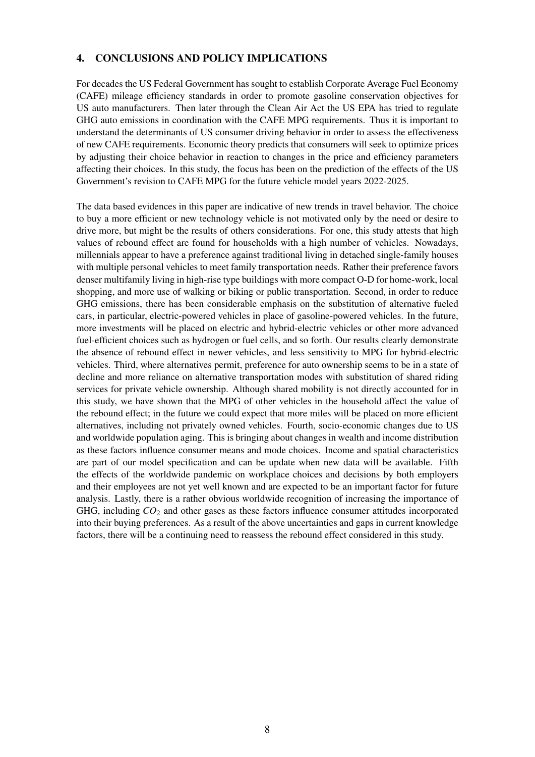## 4. CONCLUSIONS AND POLICY IMPLICATIONS

For decades the US Federal Government has sought to establish Corporate Average Fuel Economy (CAFE) mileage efficiency standards in order to promote gasoline conservation objectives for US auto manufacturers. Then later through the Clean Air Act the US EPA has tried to regulate GHG auto emissions in coordination with the CAFE MPG requirements. Thus it is important to understand the determinants of US consumer driving behavior in order to assess the effectiveness of new CAFE requirements. Economic theory predicts that consumers will seek to optimize prices by adjusting their choice behavior in reaction to changes in the price and efficiency parameters affecting their choices. In this study, the focus has been on the prediction of the effects of the US Government's revision to CAFE MPG for the future vehicle model years 2022-2025.

The data based evidences in this paper are indicative of new trends in travel behavior. The choice to buy a more efficient or new technology vehicle is not motivated only by the need or desire to drive more, but might be the results of others considerations. For one, this study attests that high values of rebound effect are found for households with a high number of vehicles. Nowadays, millennials appear to have a preference against traditional living in detached single-family houses with multiple personal vehicles to meet family transportation needs. Rather their preference favors denser multifamily living in high-rise type buildings with more compact O-D for home-work, local shopping, and more use of walking or biking or public transportation. Second, in order to reduce GHG emissions, there has been considerable emphasis on the substitution of alternative fueled cars, in particular, electric-powered vehicles in place of gasoline-powered vehicles. In the future, more investments will be placed on electric and hybrid-electric vehicles or other more advanced fuel-efficient choices such as hydrogen or fuel cells, and so forth. Our results clearly demonstrate the absence of rebound effect in newer vehicles, and less sensitivity to MPG for hybrid-electric vehicles. Third, where alternatives permit, preference for auto ownership seems to be in a state of decline and more reliance on alternative transportation modes with substitution of shared riding services for private vehicle ownership. Although shared mobility is not directly accounted for in this study, we have shown that the MPG of other vehicles in the household affect the value of the rebound effect; in the future we could expect that more miles will be placed on more efficient alternatives, including not privately owned vehicles. Fourth, socio-economic changes due to US and worldwide population aging. This is bringing about changes in wealth and income distribution as these factors influence consumer means and mode choices. Income and spatial characteristics are part of our model specification and can be update when new data will be available. Fifth the effects of the worldwide pandemic on workplace choices and decisions by both employers and their employees are not yet well known and are expected to be an important factor for future analysis. Lastly, there is a rather obvious worldwide recognition of increasing the importance of GHG, including $CO_2$ and other gases as these factors influence consumer attitudes incorporated into their buying preferences. As a result of the above uncertainties and gaps in current knowledge factors, there will be a continuing need to reassess the rebound effect considered in this study.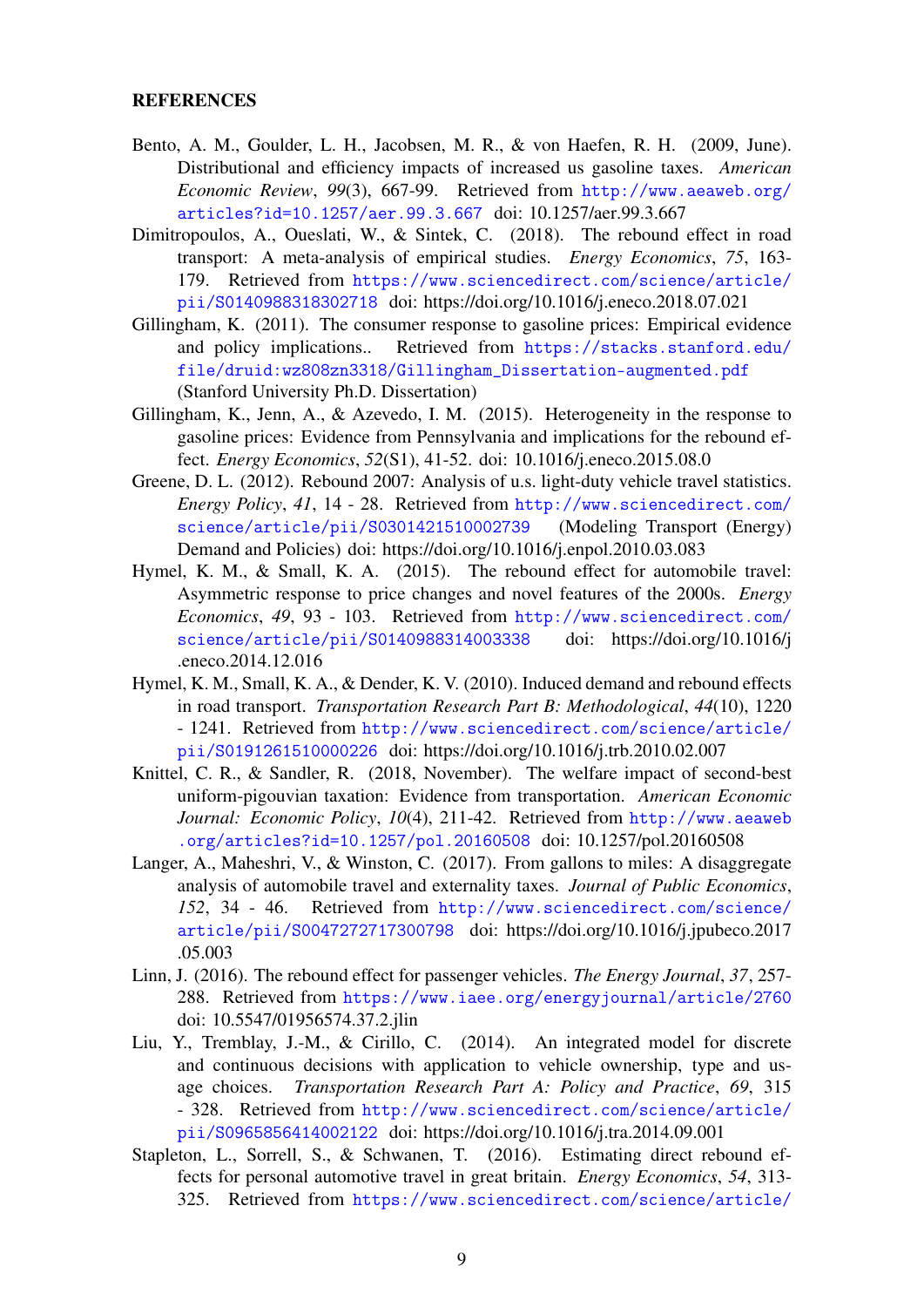**REFERENCES**

Bento, A. M., Goulder, L. H., Jacobsen, M. R., & von Haefen, R. H. (2009, June). Distributional and efficiency impacts of increased us gasoline taxes. *American Economic Review*, *99*(3), 667-99. Retrieved from http://www.aeaweb.org/articles?id=10.1257/aer.99.3.667 doi: 10.1257/aer.99.3.667

Dimitropoulos, A., Oueslati, W., & Sintek, C. (2018). The rebound effect in road transport: A meta-analysis of empirical studies. *Energy Economics*, *75*, 163-179. Retrieved from https://www.sciencedirect.com/science/article/pii/S0140988318302718 doi: https://doi.org/10.1016/j.eneco.2018.07.021

Gillingham, K. (2011). The consumer response to gasoline prices: Empirical evidence and policy implications.. Retrieved from https://stacks.stanford.edu/file/druid:wz808zn3318/Gillingham_Dissertation-augmented.pdf (Stanford University Ph.D. Dissertation)

Gillingham, K., Jenn, A., & Azevedo, I. M. (2015). Heterogeneity in the response to gasoline prices: Evidence from Pennsylvania and implications for the rebound effect. *Energy Economics*, *52*(S1), 41-52. doi: 10.1016/j.eneco.2015.08.0

Greene, D. L. (2012). Rebound 2007: Analysis of u.s. light-duty vehicle travel statistics. *Energy Policy*, *41*, 14 - 28. Retrieved from http://www.sciencedirect.com/science/article/pii/S0301421510002739 (Modeling Transport (Energy) Demand and Policies) doi: https://doi.org/10.1016/j.enpol.2010.03.083

Hymel, K. M., & Small, K. A. (2015). The rebound effect for automobile travel: Asymmetric response to price changes and novel features of the 2000s. *Energy Economics*, *49*, 93 - 103. Retrieved from http://www.sciencedirect.com/science/article/pii/S0140988314003338 doi: https://doi.org/10.1016/j.eneco.2014.12.016

Hymel, K. M., Small, K. A., & Dender, K. V. (2010). Induced demand and rebound effects in road transport. *Transportation Research Part B: Methodological*, *44*(10), 1220 - 1241. Retrieved from http://www.sciencedirect.com/science/article/pii/S0191261510000226 doi: https://doi.org/10.1016/j.trb.2010.02.007

Knittel, C. R., & Sandler, R. (2018, November). The welfare impact of second-best uniform-pigouvian taxation: Evidence from transportation. *American Economic Journal: Economic Policy*, *10*(4), 211-42. Retrieved from http://www.aeaweb.org/articles?id=10.1257/pol.20160508 doi: 10.1257/pol.20160508

Langer, A., Maheshri, V., & Winston, C. (2017). From gallons to miles: A disaggregate analysis of automobile travel and externality taxes. *Journal of Public Economics*, *152*, 34 - 46. Retrieved from http://www.sciencedirect.com/science/article/pii/S0047272717300798 doi: https://doi.org/10.1016/j.jpubeco.2017.05.003

Linn, J. (2016). The rebound effect for passenger vehicles. *The Energy Journal*, *37*, 257-288. Retrieved from https://www.iaee.org/energyjournal/article/2760 doi: 10.5547/01956574.37.2.jlin

Liu, Y., Tremblay, J.-M., & Cirillo, C. (2014). An integrated model for discrete and continuous decisions with application to vehicle ownership, type and usage choices. *Transportation Research Part A: Policy and Practice*, *69*, 315 - 328. Retrieved from http://www.sciencedirect.com/science/article/pii/S0965856414002122 doi: https://doi.org/10.1016/j.tra.2014.09.001

Stapleton, L., Sorrell, S., & Schwanen, T. (2016). Estimating direct rebound effects for personal automotive travel in great britain. *Energy Economics*, *54*, 313-325. Retrieved from https://www.sciencedirect.com/science/article/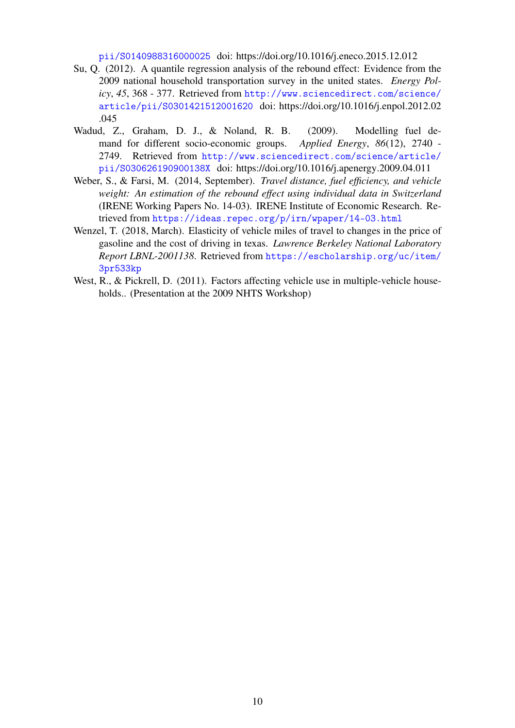pii/S0140988316000025 doi: https://doi.org/10.1016/j.eneco.2015.12.012

Su, Q. (2012). A quantile regression analysis of the rebound effect: Evidence from the 2009 national household transportation survey in the united states. *Energy Policy*, *45*, 368 - 377. Retrieved from http://www.sciencedirect.com/science/article/pii/S0301421512001620 doi: https://doi.org/10.1016/j.enpol.2012.02.045

Wadud, Z., Graham, D. J., & Noland, R. B. (2009). Modelling fuel demand for different socio-economic groups. *Applied Energy*, *86*(12), 2740 - 2749. Retrieved from http://www.sciencedirect.com/science/article/pii/S030626190900138X doi: https://doi.org/10.1016/j.apenergy.2009.04.011

Weber, S., & Farsi, M. (2014, September). *Travel distance, fuel efficiency, and vehicle weight: An estimation of the rebound effect using individual data in Switzerland* (IRENE Working Papers No. 14-03). IRENE Institute of Economic Research. Retrieved from https://ideas.repec.org/p/irn/wpaper/14-03.html

Wenzel, T. (2018, March). Elasticity of vehicle miles of travel to changes in the price of gasoline and the cost of driving in texas. *Lawrence Berkeley National Laboratory Report LBNL-2001138.* Retrieved from https://escholarship.org/uc/item/3pr533kp

West, R., & Pickrell, D. (2011). Factors affecting vehicle use in multiple-vehicle households.. (Presentation at the 2009 NHTS Workshop)